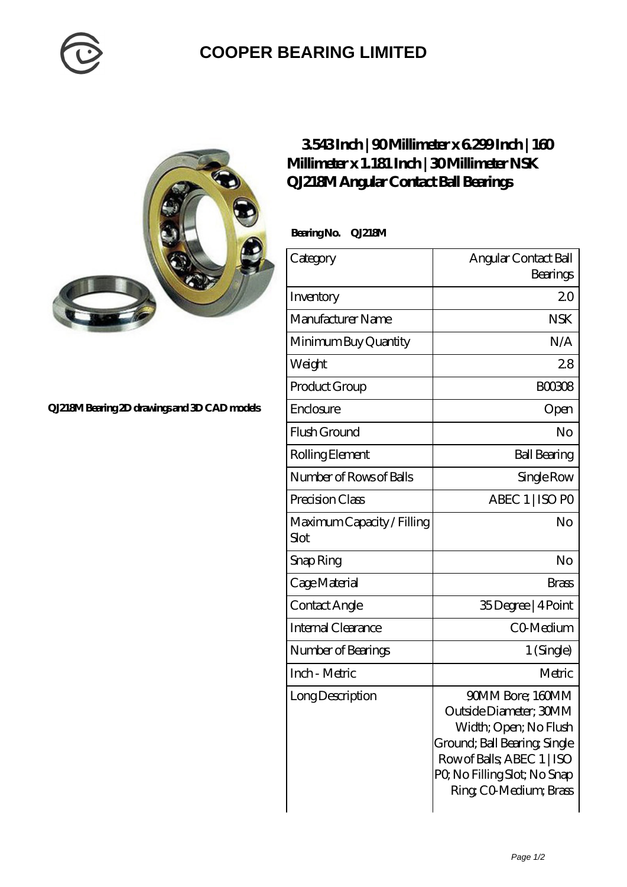# COOPER BEARING LIMITED

## 3.543 Inch | 90 Millimeter x 6.299 Inch | 160 Millimeter x 1.181 Inch | 30 Millimeter NSK QJ218M Angular Contact Ball Bearings

QJ218M Bearing 2D drawings and 3D CAD models

**Bearing No. QJ218M**

| Category | Angular Contact Ball Bearings |
|---|---|
| Inventory | 2.0 |
| Manufacturer Name | NSK |
| Minimum Buy Quantity | N/A |
| Weight | 2.8 |
| Product Group | B00308 |
| Enclosure | Open |
| Flush Ground | No |
| Rolling Element | Ball Bearing |
| Number of Rows of Balls | Single Row |
| Precision Class | ABEC 1 \| ISO P0 |
| Maximum Capacity / Filling Slot | No |
| Snap Ring | No |
| Cage Material | Brass |
| Contact Angle | 35 Degree \| 4 Point |
| Internal Clearance | C0-Medium |
| Number of Bearings | 1 (Single) |
| Inch - Metric | Metric |
| Long Description | 90MM Bore; 160MM Outside Diameter; 30MM Width; Open; No Flush Ground; Ball Bearing; Single Row of Balls; ABEC 1 \| ISO P0; No Filling Slot; No Snap Ring; C0-Medium; Brass |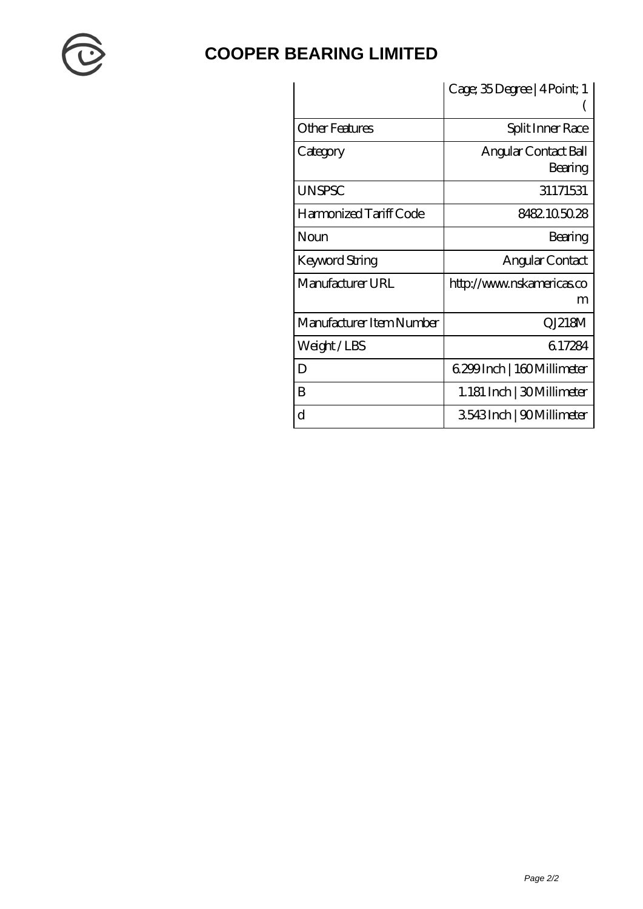| | |
|---|---|
| | Cage; 35 Degree \| 4 Point; 1 ( |
| Other Features | Split Inner Race |
| Category | Angular Contact Ball Bearing |
| UNSPSC | 31171531 |
| Harmonized Tariff Code | 8482.10.50.28 |
| Noun | Bearing |
| Keyword String | Angular Contact |
| Manufacturer URL | http://www.nskamericas.com |
| Manufacturer Item Number | QJ218M |
| Weight / LBS | 6.17284 |
| D | 6.299 Inch \| 160 Millimeter |
| B | 1.181 Inch \| 30 Millimeter |
| d | 3.543 Inch \| 90 Millimeter |